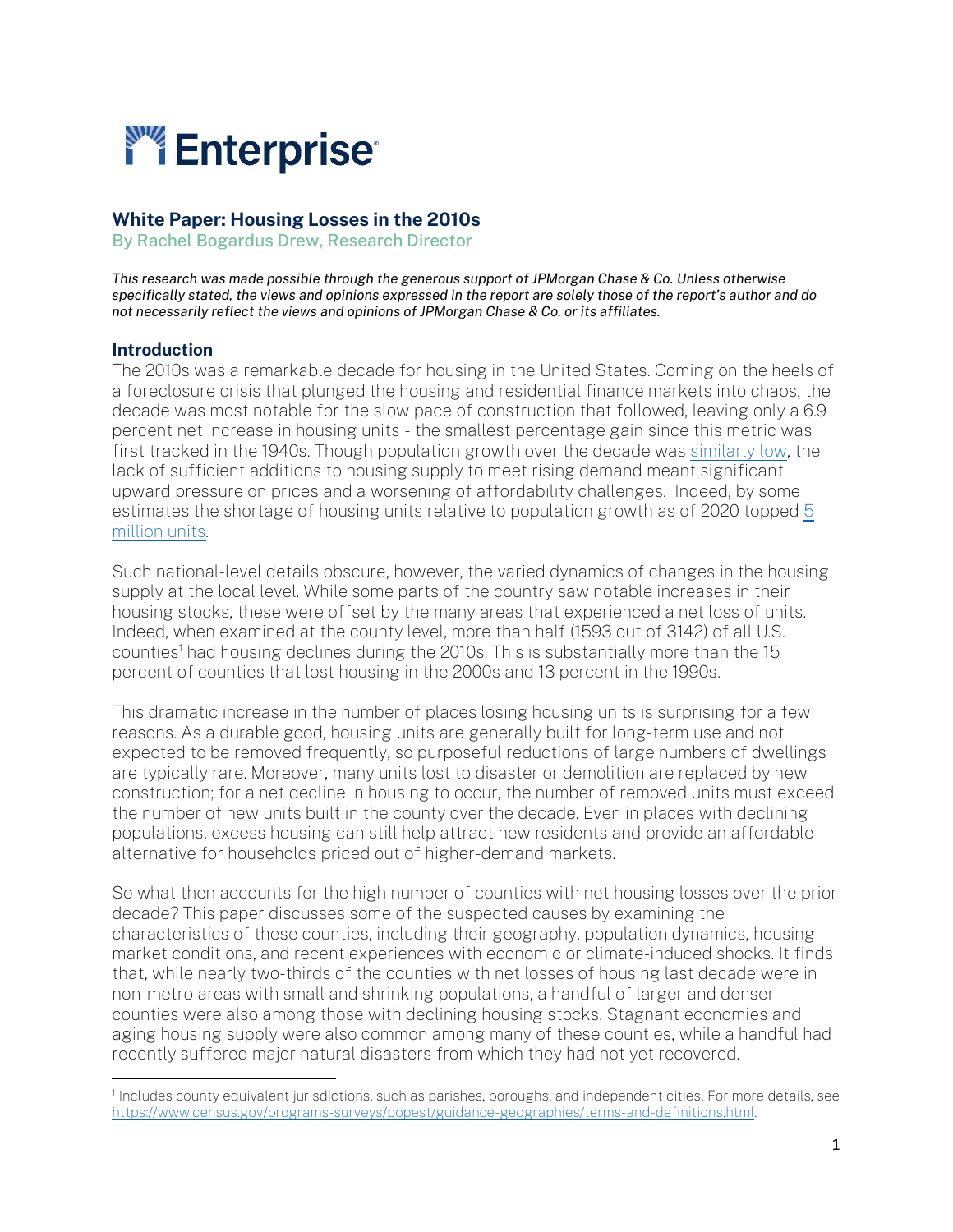Enterprise

# White Paper: Housing Losses in the 2010s

By Rachel Bogardus Drew, Research Director

*This research was made possible through the generous support of JPMorgan Chase & Co. Unless otherwise specifically stated, the views and opinions expressed in the report are solely those of the report's author and do not necessarily reflect the views and opinions of JPMorgan Chase & Co. or its affiliates.*

## Introduction

The 2010s was a remarkable decade for housing in the United States. Coming on the heels of a foreclosure crisis that plunged the housing and residential finance markets into chaos, the decade was most notable for the slow pace of construction that followed, leaving only a 6.9 percent net increase in housing units - the smallest percentage gain since this metric was first tracked in the 1940s. Though population growth over the decade was similarly low, the lack of sufficient additions to housing supply to meet rising demand meant significant upward pressure on prices and a worsening of affordability challenges. Indeed, by some estimates the shortage of housing units relative to population growth as of 2020 topped 5 million units.

Such national-level details obscure, however, the varied dynamics of changes in the housing supply at the local level. While some parts of the country saw notable increases in their housing stocks, these were offset by the many areas that experienced a net loss of units. Indeed, when examined at the county level, more than half (1593 out of 3142) of all U.S. counties[1] had housing declines during the 2010s. This is substantially more than the 15 percent of counties that lost housing in the 2000s and 13 percent in the 1990s.

This dramatic increase in the number of places losing housing units is surprising for a few reasons. As a durable good, housing units are generally built for long-term use and not expected to be removed frequently, so purposeful reductions of large numbers of dwellings are typically rare. Moreover, many units lost to disaster or demolition are replaced by new construction; for a net decline in housing to occur, the number of removed units must exceed the number of new units built in the county over the decade. Even in places with declining populations, excess housing can still help attract new residents and provide an affordable alternative for households priced out of higher-demand markets.

So what then accounts for the high number of counties with net housing losses over the prior decade? This paper discusses some of the suspected causes by examining the characteristics of these counties, including their geography, population dynamics, housing market conditions, and recent experiences with economic or climate-induced shocks. It finds that, while nearly two-thirds of the counties with net losses of housing last decade were in non-metro areas with small and shrinking populations, a handful of larger and denser counties were also among those with declining housing stocks. Stagnant economies and aging housing supply were also common among many of these counties, while a handful had recently suffered major natural disasters from which they had not yet recovered.

[1] Includes county equivalent jurisdictions, such as parishes, boroughs, and independent cities. For more details, see https://www.census.gov/programs-surveys/popest/guidance-geographies/terms-and-definitions.html.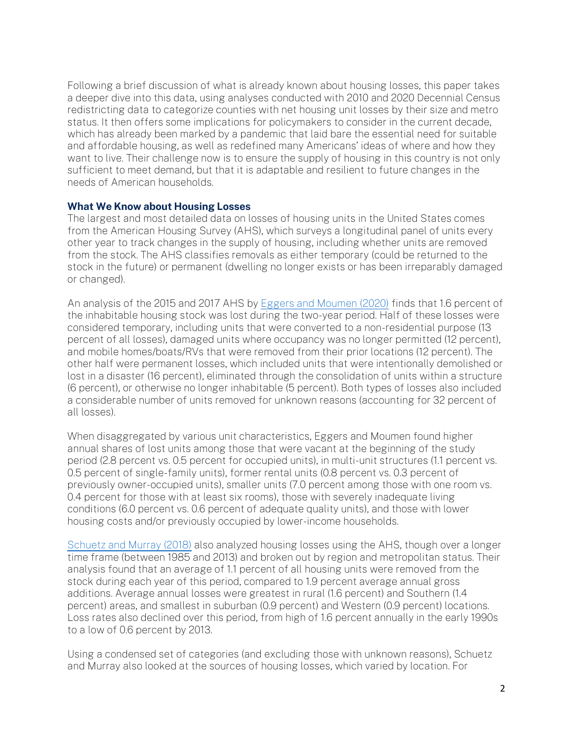Following a brief discussion of what is already known about housing losses, this paper takes a deeper dive into this data, using analyses conducted with 2010 and 2020 Decennial Census redistricting data to categorize counties with net housing unit losses by their size and metro status. It then offers some implications for policymakers to consider in the current decade, which has already been marked by a pandemic that laid bare the essential need for suitable and affordable housing, as well as redefined many Americans' ideas of where and how they want to live. Their challenge now is to ensure the supply of housing in this country is not only sufficient to meet demand, but that it is adaptable and resilient to future changes in the needs of American households.

### What We Know about Housing Losses

The largest and most detailed data on losses of housing units in the United States comes from the American Housing Survey (AHS), which surveys a longitudinal panel of units every other year to track changes in the supply of housing, including whether units are removed from the stock. The AHS classifies removals as either temporary (could be returned to the stock in the future) or permanent (dwelling no longer exists or has been irreparably damaged or changed).

An analysis of the 2015 and 2017 AHS by [Eggers and Moumen (2020)]() finds that 1.6 percent of the inhabitable housing stock was lost during the two-year period. Half of these losses were considered temporary, including units that were converted to a non-residential purpose (13 percent of all losses), damaged units where occupancy was no longer permitted (12 percent), and mobile homes/boats/RVs that were removed from their prior locations (12 percent). The other half were permanent losses, which included units that were intentionally demolished or lost in a disaster (16 percent), eliminated through the consolidation of units within a structure (6 percent), or otherwise no longer inhabitable (5 percent). Both types of losses also included a considerable number of units removed for unknown reasons (accounting for 32 percent of all losses).

When disaggregated by various unit characteristics, Eggers and Moumen found higher annual shares of lost units among those that were vacant at the beginning of the study period (2.8 percent vs. 0.5 percent for occupied units), in multi-unit structures (1.1 percent vs. 0.5 percent of single-family units), former rental units (0.8 percent vs. 0.3 percent of previously owner-occupied units), smaller units (7.0 percent among those with one room vs. 0.4 percent for those with at least six rooms), those with severely inadequate living conditions (6.0 percent vs. 0.6 percent of adequate quality units), and those with lower housing costs and/or previously occupied by lower-income households.

[Schuetz and Murray (2018)]() also analyzed housing losses using the AHS, though over a longer time frame (between 1985 and 2013) and broken out by region and metropolitan status. Their analysis found that an average of 1.1 percent of all housing units were removed from the stock during each year of this period, compared to 1.9 percent average annual gross additions. Average annual losses were greatest in rural (1.6 percent) and Southern (1.4 percent) areas, and smallest in suburban (0.9 percent) and Western (0.9 percent) locations. Loss rates also declined over this period, from high of 1.6 percent annually in the early 1990s to a low of 0.6 percent by 2013.

Using a condensed set of categories (and excluding those with unknown reasons), Schuetz and Murray also looked at the sources of housing losses, which varied by location. For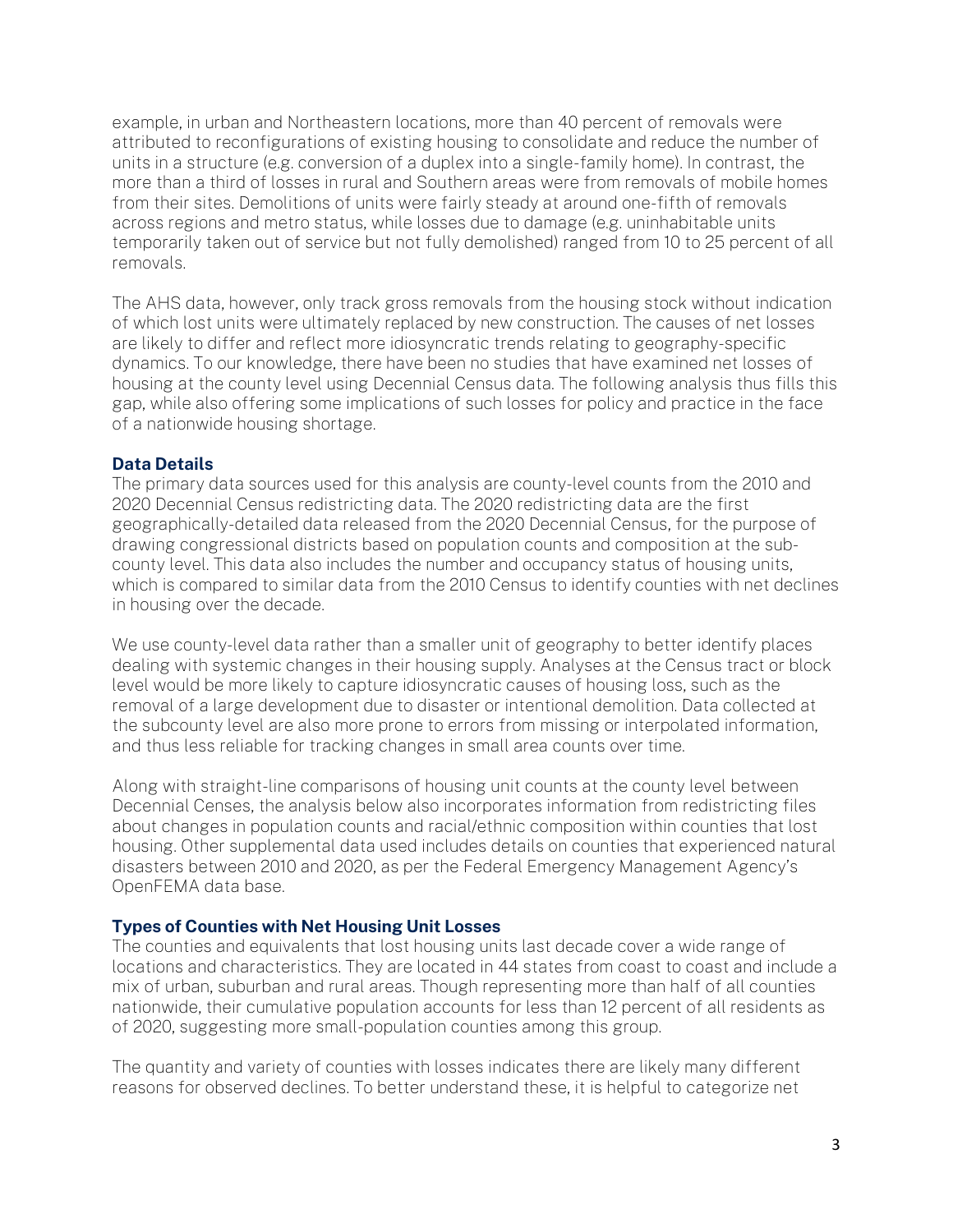example, in urban and Northeastern locations, more than 40 percent of removals were attributed to reconfigurations of existing housing to consolidate and reduce the number of units in a structure (e.g. conversion of a duplex into a single-family home). In contrast, the more than a third of losses in rural and Southern areas were from removals of mobile homes from their sites. Demolitions of units were fairly steady at around one-fifth of removals across regions and metro status, while losses due to damage (e.g. uninhabitable units temporarily taken out of service but not fully demolished) ranged from 10 to 25 percent of all removals.

The AHS data, however, only track gross removals from the housing stock without indication of which lost units were ultimately replaced by new construction. The causes of net losses are likely to differ and reflect more idiosyncratic trends relating to geography-specific dynamics. To our knowledge, there have been no studies that have examined net losses of housing at the county level using Decennial Census data. The following analysis thus fills this gap, while also offering some implications of such losses for policy and practice in the face of a nationwide housing shortage.

### Data Details

The primary data sources used for this analysis are county-level counts from the 2010 and 2020 Decennial Census redistricting data. The 2020 redistricting data are the first geographically-detailed data released from the 2020 Decennial Census, for the purpose of drawing congressional districts based on population counts and composition at the sub-county level. This data also includes the number and occupancy status of housing units, which is compared to similar data from the 2010 Census to identify counties with net declines in housing over the decade.

We use county-level data rather than a smaller unit of geography to better identify places dealing with systemic changes in their housing supply. Analyses at the Census tract or block level would be more likely to capture idiosyncratic causes of housing loss, such as the removal of a large development due to disaster or intentional demolition. Data collected at the subcounty level are also more prone to errors from missing or interpolated information, and thus less reliable for tracking changes in small area counts over time.

Along with straight-line comparisons of housing unit counts at the county level between Decennial Censes, the analysis below also incorporates information from redistricting files about changes in population counts and racial/ethnic composition within counties that lost housing. Other supplemental data used includes details on counties that experienced natural disasters between 2010 and 2020, as per the Federal Emergency Management Agency's OpenFEMA data base.

### Types of Counties with Net Housing Unit Losses

The counties and equivalents that lost housing units last decade cover a wide range of locations and characteristics. They are located in 44 states from coast to coast and include a mix of urban, suburban and rural areas. Though representing more than half of all counties nationwide, their cumulative population accounts for less than 12 percent of all residents as of 2020, suggesting more small-population counties among this group.

The quantity and variety of counties with losses indicates there are likely many different reasons for observed declines. To better understand these, it is helpful to categorize net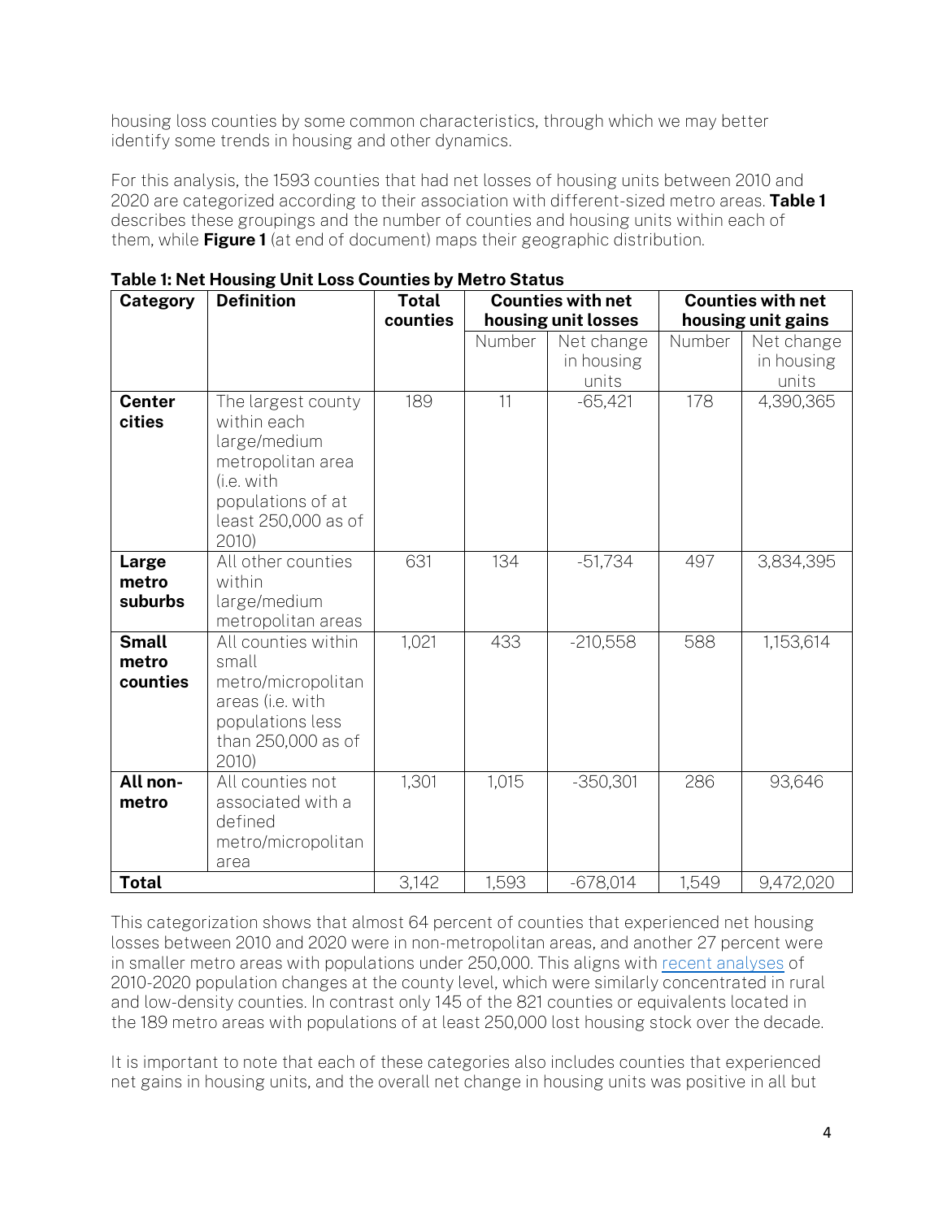housing loss counties by some common characteristics, through which we may better identify some trends in housing and other dynamics.

For this analysis, the 1593 counties that had net losses of housing units between 2010 and 2020 are categorized according to their association with different-sized metro areas. **Table 1** describes these groupings and the number of counties and housing units within each of them, while **Figure 1** (at end of document) maps their geographic distribution.

**Table 1: Net Housing Unit Loss Counties by Metro Status**

| Category | Definition | Total counties | Counties with net housing unit losses | | Counties with net housing unit gains | |
|---|---|---|---|---|---|---|
| | | | Number | Net change in housing units | Number | Net change in housing units |
| **Center cities** | The largest county within each large/medium metropolitan area (i.e. with populations of at least 250,000 as of 2010) | 189 | 11 | -65,421 | 178 | 4,390,365 |
| **Large metro suburbs** | All other counties within large/medium metropolitan areas | 631 | 134 | -51,734 | 497 | 3,834,395 |
| **Small metro counties** | All counties within small metro/micropolitan areas (i.e. with populations less than 250,000 as of 2010) | 1,021 | 433 | -210,558 | 588 | 1,153,614 |
| **All non-metro** | All counties not associated with a defined metro/micropolitan area | 1,301 | 1,015 | -350,301 | 286 | 93,646 |
| **Total** | | 3,142 | 1,593 | -678,014 | 1,549 | 9,472,020 |

This categorization shows that almost 64 percent of counties that experienced net housing losses between 2010 and 2020 were in non-metropolitan areas, and another 27 percent were in smaller metro areas with populations under 250,000. This aligns with recent analyses of 2010-2020 population changes at the county level, which were similarly concentrated in rural and low-density counties. In contrast only 145 of the 821 counties or equivalents located in the 189 metro areas with populations of at least 250,000 lost housing stock over the decade.

It is important to note that each of these categories also includes counties that experienced net gains in housing units, and the overall net change in housing units was positive in all but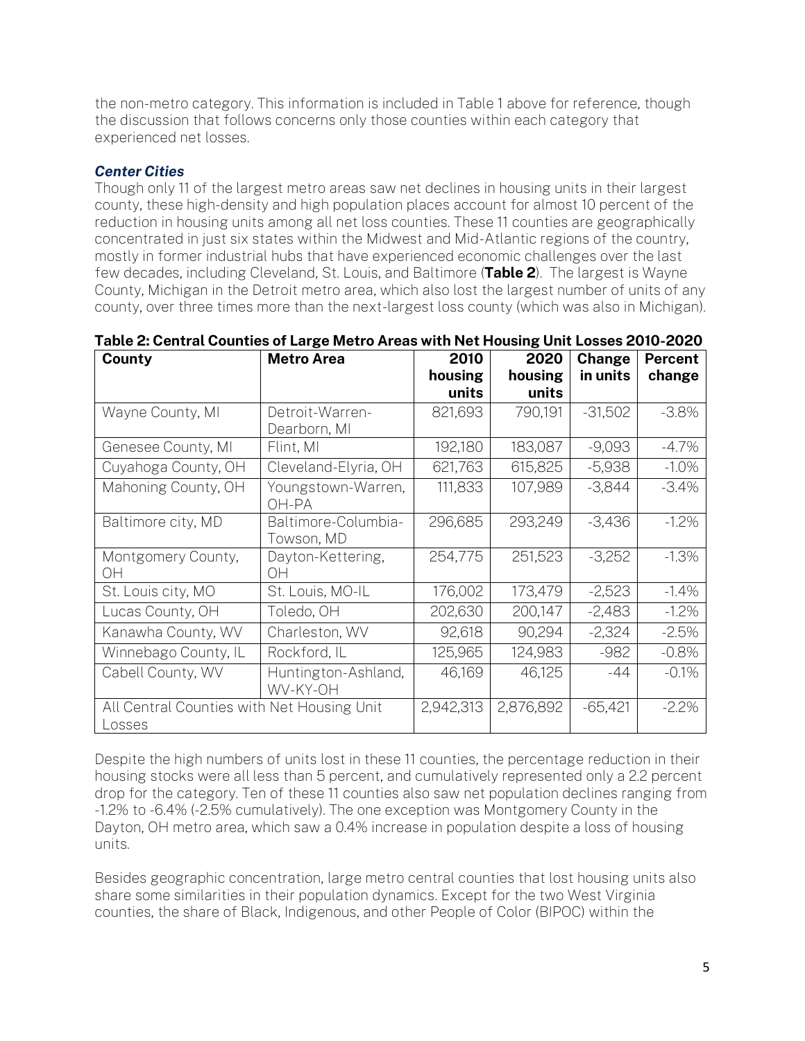the non-metro category. This information is included in Table 1 above for reference, though the discussion that follows concerns only those counties within each category that experienced net losses.

### *Center Cities*

Though only 11 of the largest metro areas saw net declines in housing units in their largest county, these high-density and high population places account for almost 10 percent of the reduction in housing units among all net loss counties. These 11 counties are geographically concentrated in just six states within the Midwest and Mid-Atlantic regions of the country, mostly in former industrial hubs that have experienced economic challenges over the last few decades, including Cleveland, St. Louis, and Baltimore (**Table 2**). The largest is Wayne County, Michigan in the Detroit metro area, which also lost the largest number of units of any county, over three times more than the next-largest loss county (which was also in Michigan).

**Table 2: Central Counties of Large Metro Areas with Net Housing Unit Losses 2010-2020**

| County | Metro Area | 2010 housing units | 2020 housing units | Change in units | Percent change |
|---|---|---|---|---|---|
| Wayne County, MI | Detroit-Warren-Dearborn, MI | 821,693 | 790,191 | -31,502 | -3.8% |
| Genesee County, MI | Flint, MI | 192,180 | 183,087 | -9,093 | -4.7% |
| Cuyahoga County, OH | Cleveland-Elyria, OH | 621,763 | 615,825 | -5,938 | -1.0% |
| Mahoning County, OH | Youngstown-Warren, OH-PA | 111,833 | 107,989 | -3,844 | -3.4% |
| Baltimore city, MD | Baltimore-Columbia-Towson, MD | 296,685 | 293,249 | -3,436 | -1.2% |
| Montgomery County, OH | Dayton-Kettering, OH | 254,775 | 251,523 | -3,252 | -1.3% |
| St. Louis city, MO | St. Louis, MO-IL | 176,002 | 173,479 | -2,523 | -1.4% |
| Lucas County, OH | Toledo, OH | 202,630 | 200,147 | -2,483 | -1.2% |
| Kanawha County, WV | Charleston, WV | 92,618 | 90,294 | -2,324 | -2.5% |
| Winnebago County, IL | Rockford, IL | 125,965 | 124,983 | -982 | -0.8% |
| Cabell County, WV | Huntington-Ashland, WV-KY-OH | 46,169 | 46,125 | -44 | -0.1% |
| All Central Counties with Net Housing Unit Losses | | 2,942,313 | 2,876,892 | -65,421 | -2.2% |

Despite the high numbers of units lost in these 11 counties, the percentage reduction in their housing stocks were all less than 5 percent, and cumulatively represented only a 2.2 percent drop for the category. Ten of these 11 counties also saw net population declines ranging from -1.2% to -6.4% (-2.5% cumulatively). The one exception was Montgomery County in the Dayton, OH metro area, which saw a 0.4% increase in population despite a loss of housing units.

Besides geographic concentration, large metro central counties that lost housing units also share some similarities in their population dynamics. Except for the two West Virginia counties, the share of Black, Indigenous, and other People of Color (BIPOC) within the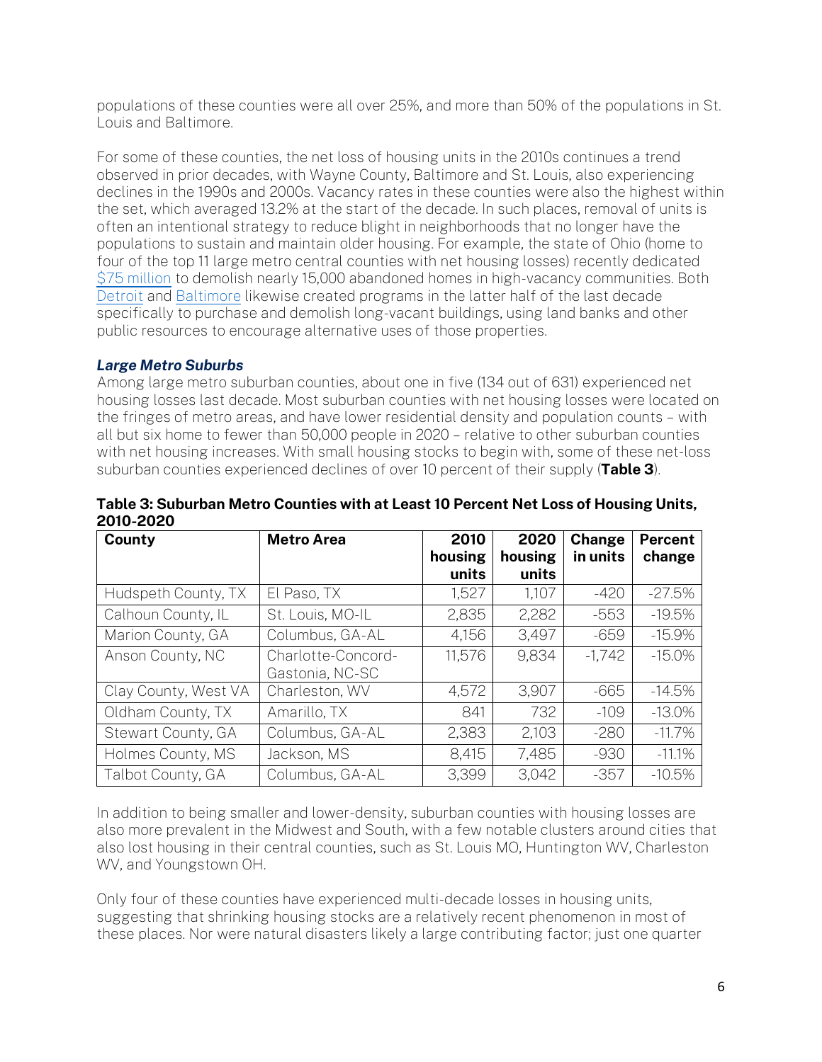populations of these counties were all over 25%, and more than 50% of the populations in St. Louis and Baltimore.

For some of these counties, the net loss of housing units in the 2010s continues a trend observed in prior decades, with Wayne County, Baltimore and St. Louis, also experiencing declines in the 1990s and 2000s. Vacancy rates in these counties were also the highest within the set, which averaged 13.2% at the start of the decade. In such places, removal of units is often an intentional strategy to reduce blight in neighborhoods that no longer have the populations to sustain and maintain older housing. For example, the state of Ohio (home to four of the top 11 large metro central counties with net housing losses) recently dedicated $75 million to demolish nearly 15,000 abandoned homes in high-vacancy communities. Both Detroit and Baltimore likewise created programs in the latter half of the last decade specifically to purchase and demolish long-vacant buildings, using land banks and other public resources to encourage alternative uses of those properties.

### *Large Metro Suburbs*

Among large metro suburban counties, about one in five (134 out of 631) experienced net housing losses last decade. Most suburban counties with net housing losses were located on the fringes of metro areas, and have lower residential density and population counts – with all but six home to fewer than 50,000 people in 2020 – relative to other suburban counties with net housing increases. With small housing stocks to begin with, some of these net-loss suburban counties experienced declines of over 10 percent of their supply (**Table 3**).

**Table 3: Suburban Metro Counties with at Least 10 Percent Net Loss of Housing Units, 2010-2020**

| County | Metro Area | 2010 housing units | 2020 housing units | Change in units | Percent change |
|---|---|---|---|---|---|
| Hudspeth County, TX | El Paso, TX | 1,527 | 1,107 | -420 | -27.5% |
| Calhoun County, IL | St. Louis, MO-IL | 2,835 | 2,282 | -553 | -19.5% |
| Marion County, GA | Columbus, GA-AL | 4,156 | 3,497 | -659 | -15.9% |
| Anson County, NC | Charlotte-Concord-Gastonia, NC-SC | 11,576 | 9,834 | -1,742 | -15.0% |
| Clay County, West VA | Charleston, WV | 4,572 | 3,907 | -665 | -14.5% |
| Oldham County, TX | Amarillo, TX | 841 | 732 | -109 | -13.0% |
| Stewart County, GA | Columbus, GA-AL | 2,383 | 2,103 | -280 | -11.7% |
| Holmes County, MS | Jackson, MS | 8,415 | 7,485 | -930 | -11.1% |
| Talbot County, GA | Columbus, GA-AL | 3,399 | 3,042 | -357 | -10.5% |

In addition to being smaller and lower-density, suburban counties with housing losses are also more prevalent in the Midwest and South, with a few notable clusters around cities that also lost housing in their central counties, such as St. Louis MO, Huntington WV, Charleston WV, and Youngstown OH.

Only four of these counties have experienced multi-decade losses in housing units, suggesting that shrinking housing stocks are a relatively recent phenomenon in most of these places. Nor were natural disasters likely a large contributing factor; just one quarter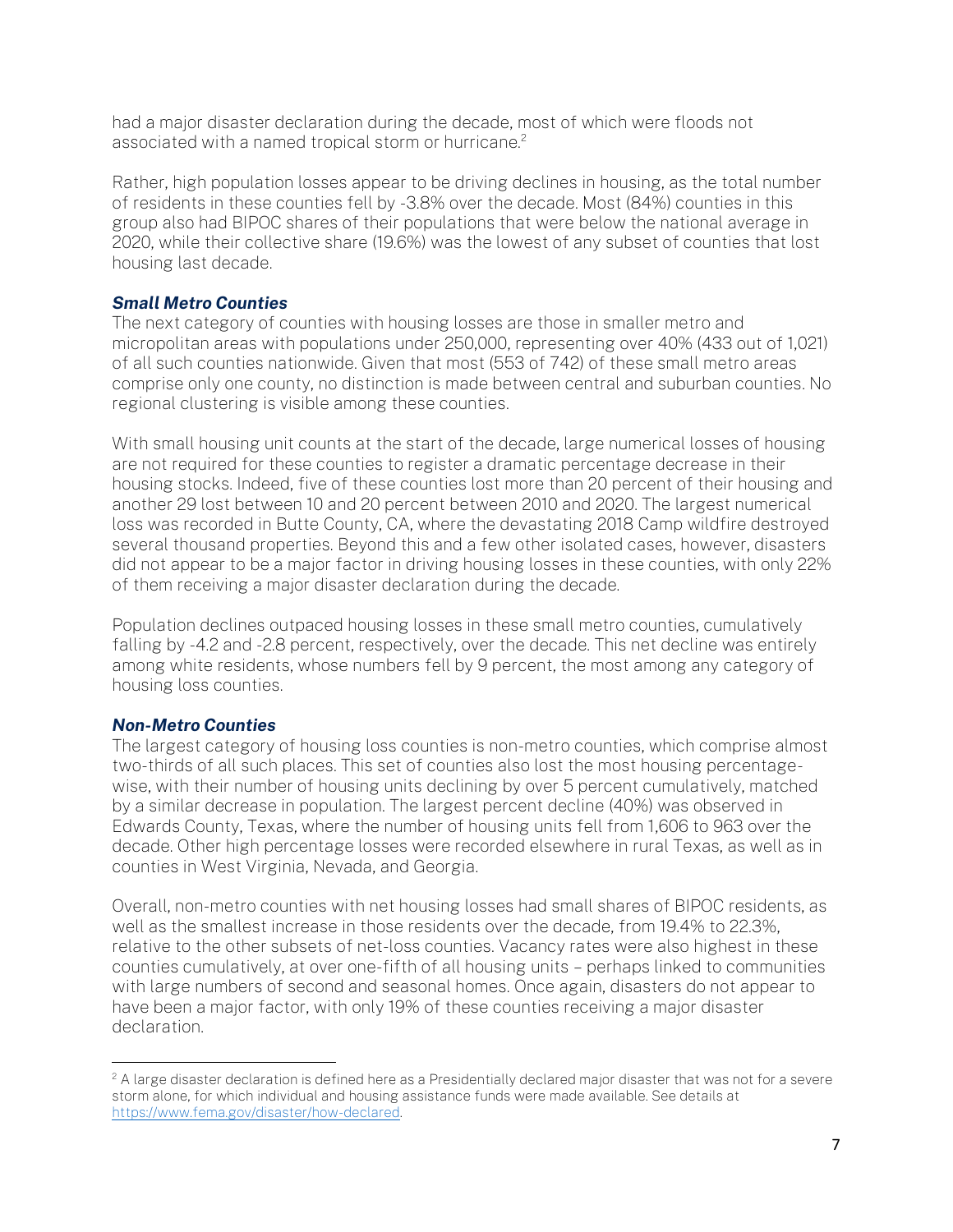had a major disaster declaration during the decade, most of which were floods not associated with a named tropical storm or hurricane.[2]

Rather, high population losses appear to be driving declines in housing, as the total number of residents in these counties fell by -3.8% over the decade. Most (84%) counties in this group also had BIPOC shares of their populations that were below the national average in 2020, while their collective share (19.6%) was the lowest of any subset of counties that lost housing last decade.

### *Small Metro Counties*

The next category of counties with housing losses are those in smaller metro and micropolitan areas with populations under 250,000, representing over 40% (433 out of 1,021) of all such counties nationwide. Given that most (553 of 742) of these small metro areas comprise only one county, no distinction is made between central and suburban counties. No regional clustering is visible among these counties.

With small housing unit counts at the start of the decade, large numerical losses of housing are not required for these counties to register a dramatic percentage decrease in their housing stocks. Indeed, five of these counties lost more than 20 percent of their housing and another 29 lost between 10 and 20 percent between 2010 and 2020. The largest numerical loss was recorded in Butte County, CA, where the devastating 2018 Camp wildfire destroyed several thousand properties. Beyond this and a few other isolated cases, however, disasters did not appear to be a major factor in driving housing losses in these counties, with only 22% of them receiving a major disaster declaration during the decade.

Population declines outpaced housing losses in these small metro counties, cumulatively falling by -4.2 and -2.8 percent, respectively, over the decade. This net decline was entirely among white residents, whose numbers fell by 9 percent, the most among any category of housing loss counties.

### *Non-Metro Counties*

The largest category of housing loss counties is non-metro counties, which comprise almost two-thirds of all such places. This set of counties also lost the most housing percentage-wise, with their number of housing units declining by over 5 percent cumulatively, matched by a similar decrease in population. The largest percent decline (40%) was observed in Edwards County, Texas, where the number of housing units fell from 1,606 to 963 over the decade. Other high percentage losses were recorded elsewhere in rural Texas, as well as in counties in West Virginia, Nevada, and Georgia.

Overall, non-metro counties with net housing losses had small shares of BIPOC residents, as well as the smallest increase in those residents over the decade, from 19.4% to 22.3%, relative to the other subsets of net-loss counties. Vacancy rates were also highest in these counties cumulatively, at over one-fifth of all housing units – perhaps linked to communities with large numbers of second and seasonal homes. Once again, disasters do not appear to have been a major factor, with only 19% of these counties receiving a major disaster declaration.

---

[2] A large disaster declaration is defined here as a Presidentially declared major disaster that was not for a severe storm alone, for which individual and housing assistance funds were made available. See details at https://www.fema.gov/disaster/how-declared.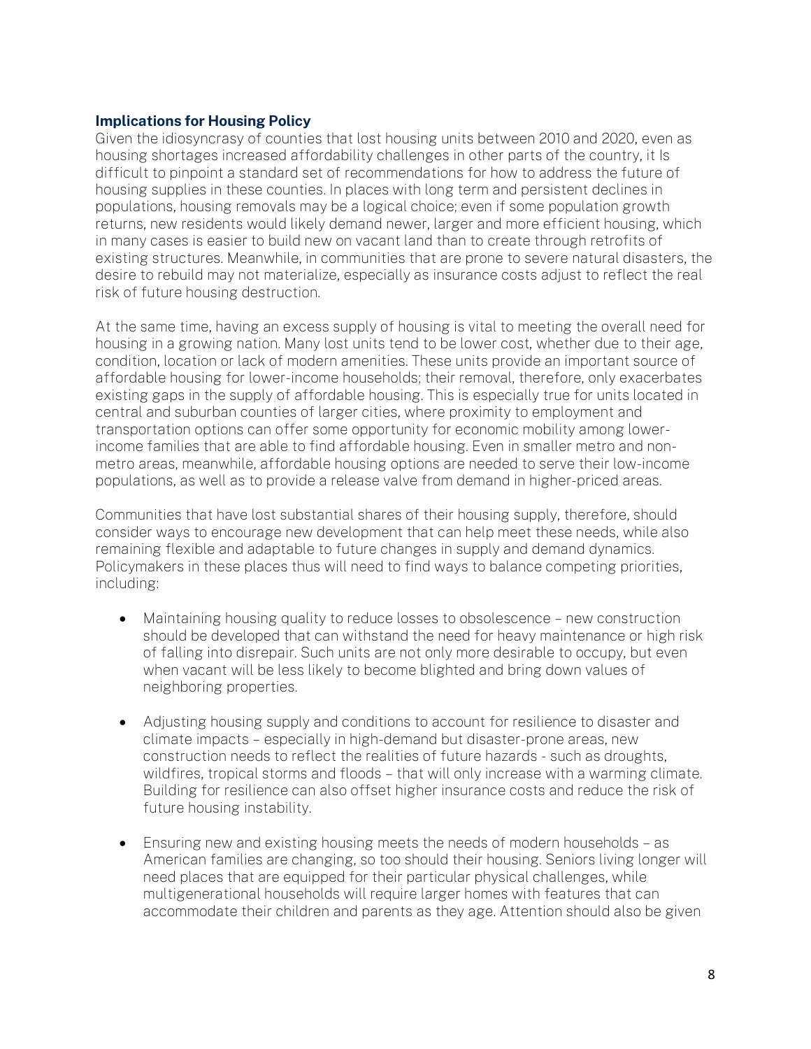### Implications for Housing Policy

Given the idiosyncrasy of counties that lost housing units between 2010 and 2020, even as housing shortages increased affordability challenges in other parts of the country, it Is difficult to pinpoint a standard set of recommendations for how to address the future of housing supplies in these counties. In places with long term and persistent declines in populations, housing removals may be a logical choice; even if some population growth returns, new residents would likely demand newer, larger and more efficient housing, which in many cases is easier to build new on vacant land than to create through retrofits of existing structures. Meanwhile, in communities that are prone to severe natural disasters, the desire to rebuild may not materialize, especially as insurance costs adjust to reflect the real risk of future housing destruction.

At the same time, having an excess supply of housing is vital to meeting the overall need for housing in a growing nation. Many lost units tend to be lower cost, whether due to their age, condition, location or lack of modern amenities. These units provide an important source of affordable housing for lower-income households; their removal, therefore, only exacerbates existing gaps in the supply of affordable housing. This is especially true for units located in central and suburban counties of larger cities, where proximity to employment and transportation options can offer some opportunity for economic mobility among lower-income families that are able to find affordable housing. Even in smaller metro and non-metro areas, meanwhile, affordable housing options are needed to serve their low-income populations, as well as to provide a release valve from demand in higher-priced areas.

Communities that have lost substantial shares of their housing supply, therefore, should consider ways to encourage new development that can help meet these needs, while also remaining flexible and adaptable to future changes in supply and demand dynamics. Policymakers in these places thus will need to find ways to balance competing priorities, including:

- Maintaining housing quality to reduce losses to obsolescence – new construction should be developed that can withstand the need for heavy maintenance or high risk of falling into disrepair. Such units are not only more desirable to occupy, but even when vacant will be less likely to become blighted and bring down values of neighboring properties.

- Adjusting housing supply and conditions to account for resilience to disaster and climate impacts – especially in high-demand but disaster-prone areas, new construction needs to reflect the realities of future hazards - such as droughts, wildfires, tropical storms and floods – that will only increase with a warming climate. Building for resilience can also offset higher insurance costs and reduce the risk of future housing instability.

- Ensuring new and existing housing meets the needs of modern households – as American families are changing, so too should their housing. Seniors living longer will need places that are equipped for their particular physical challenges, while multigenerational households will require larger homes with features that can accommodate their children and parents as they age. Attention should also be given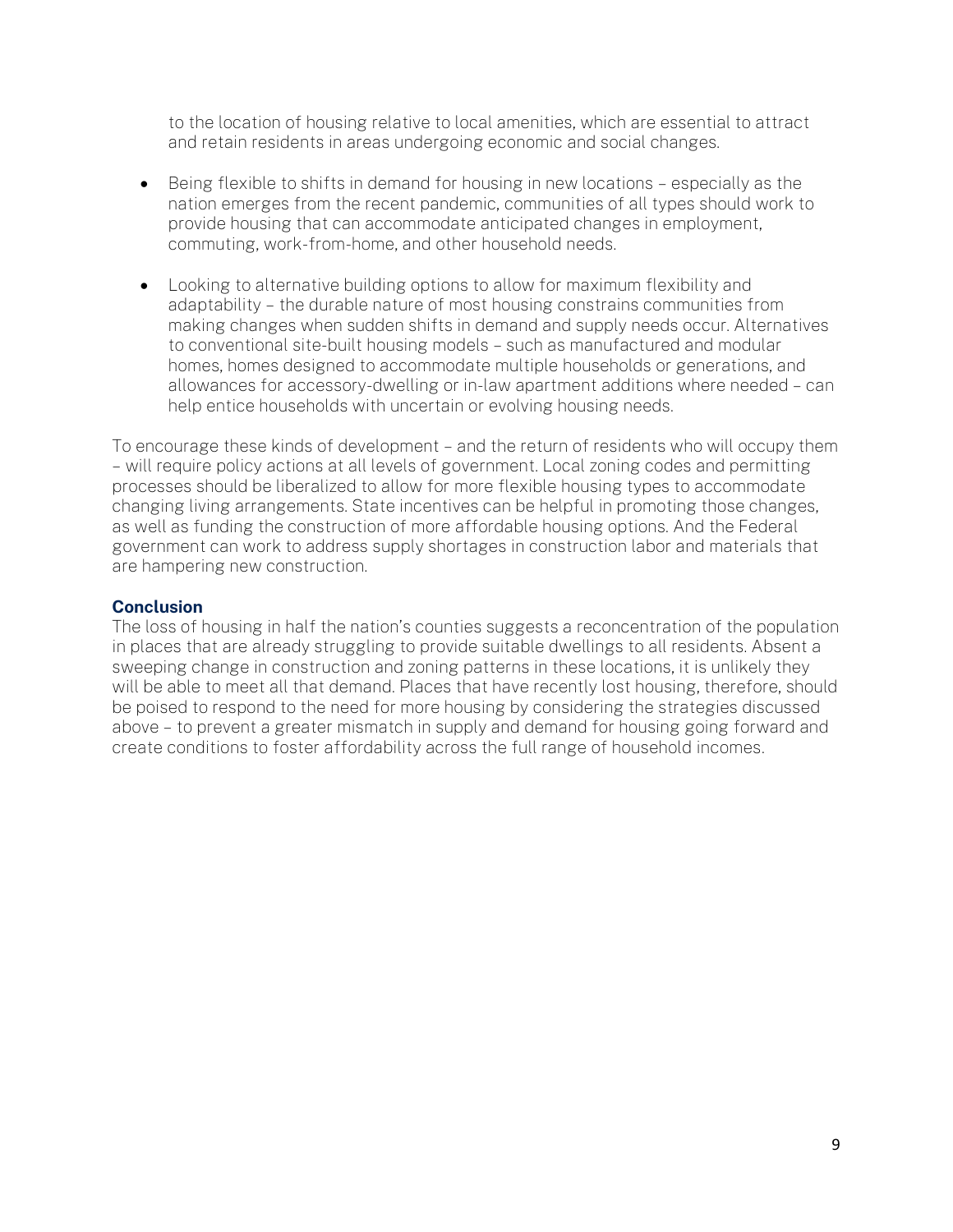to the location of housing relative to local amenities, which are essential to attract and retain residents in areas undergoing economic and social changes.

- Being flexible to shifts in demand for housing in new locations – especially as the nation emerges from the recent pandemic, communities of all types should work to provide housing that can accommodate anticipated changes in employment, commuting, work-from-home, and other household needs.

- Looking to alternative building options to allow for maximum flexibility and adaptability – the durable nature of most housing constrains communities from making changes when sudden shifts in demand and supply needs occur. Alternatives to conventional site-built housing models – such as manufactured and modular homes, homes designed to accommodate multiple households or generations, and allowances for accessory-dwelling or in-law apartment additions where needed – can help entice households with uncertain or evolving housing needs.

To encourage these kinds of development – and the return of residents who will occupy them – will require policy actions at all levels of government. Local zoning codes and permitting processes should be liberalized to allow for more flexible housing types to accommodate changing living arrangements. State incentives can be helpful in promoting those changes, as well as funding the construction of more affordable housing options. And the Federal government can work to address supply shortages in construction labor and materials that are hampering new construction.

## Conclusion

The loss of housing in half the nation's counties suggests a reconcentration of the population in places that are already struggling to provide suitable dwellings to all residents. Absent a sweeping change in construction and zoning patterns in these locations, it is unlikely they will be able to meet all that demand. Places that have recently lost housing, therefore, should be poised to respond to the need for more housing by considering the strategies discussed above – to prevent a greater mismatch in supply and demand for housing going forward and create conditions to foster affordability across the full range of household incomes.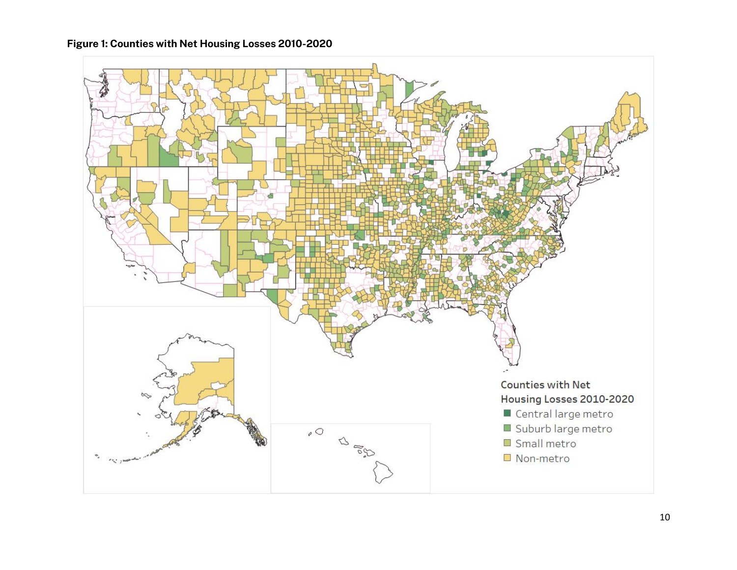**Figure 1: Counties with Net Housing Losses 2010-2020**

Counties with Net Housing Losses 2010-2020

Central large metro

Suburb large metro

Small metro

Non-metro